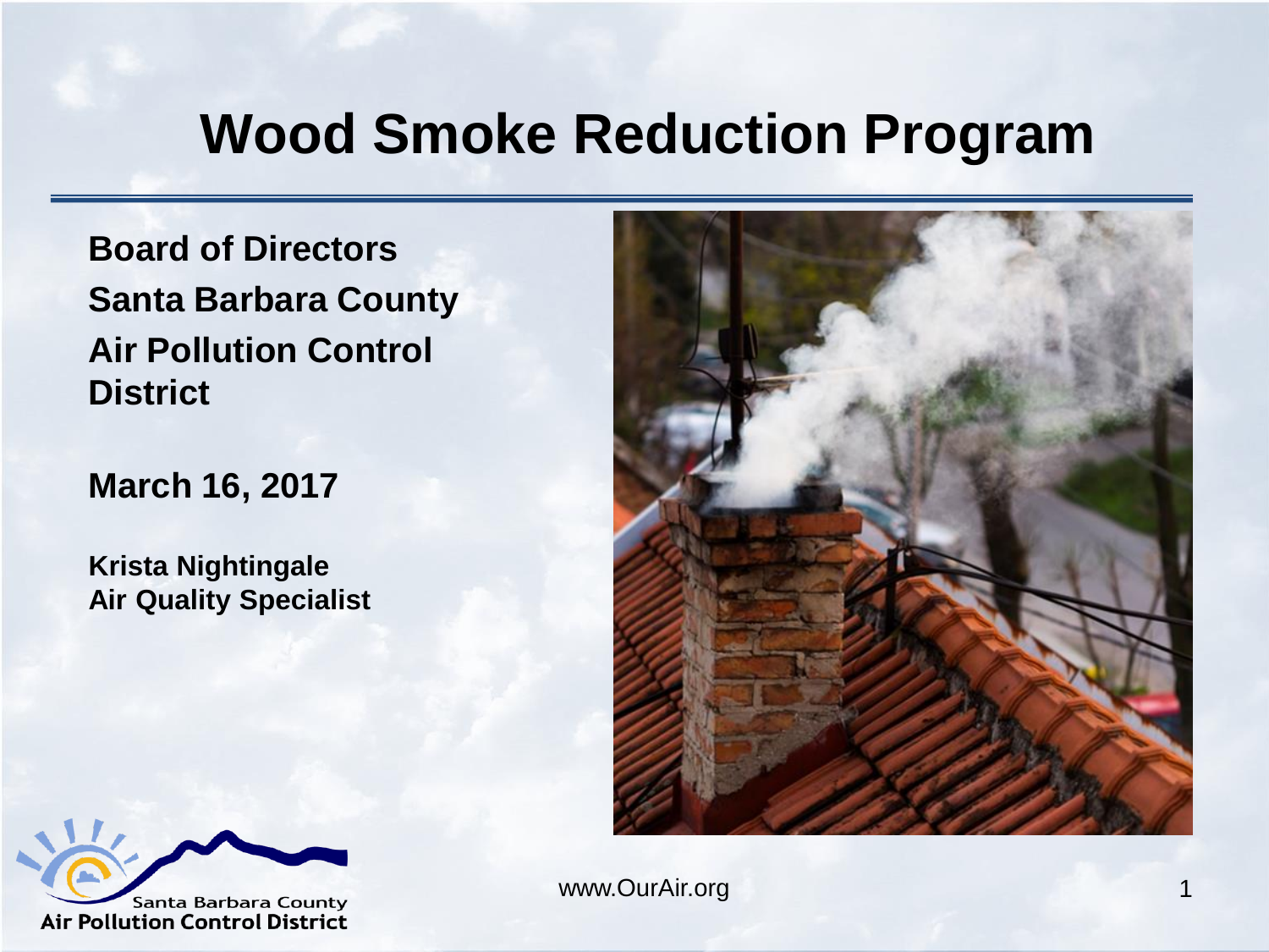# Wood Smoke Reduction Program

**Board of Directors**
**Santa Barbara County**
**Air Pollution Control District**

**March 16, 2017**

**Krista Nightingale**
**Air Quality Specialist**

Santa Barbara County
Air Pollution Control District

www.OurAir.org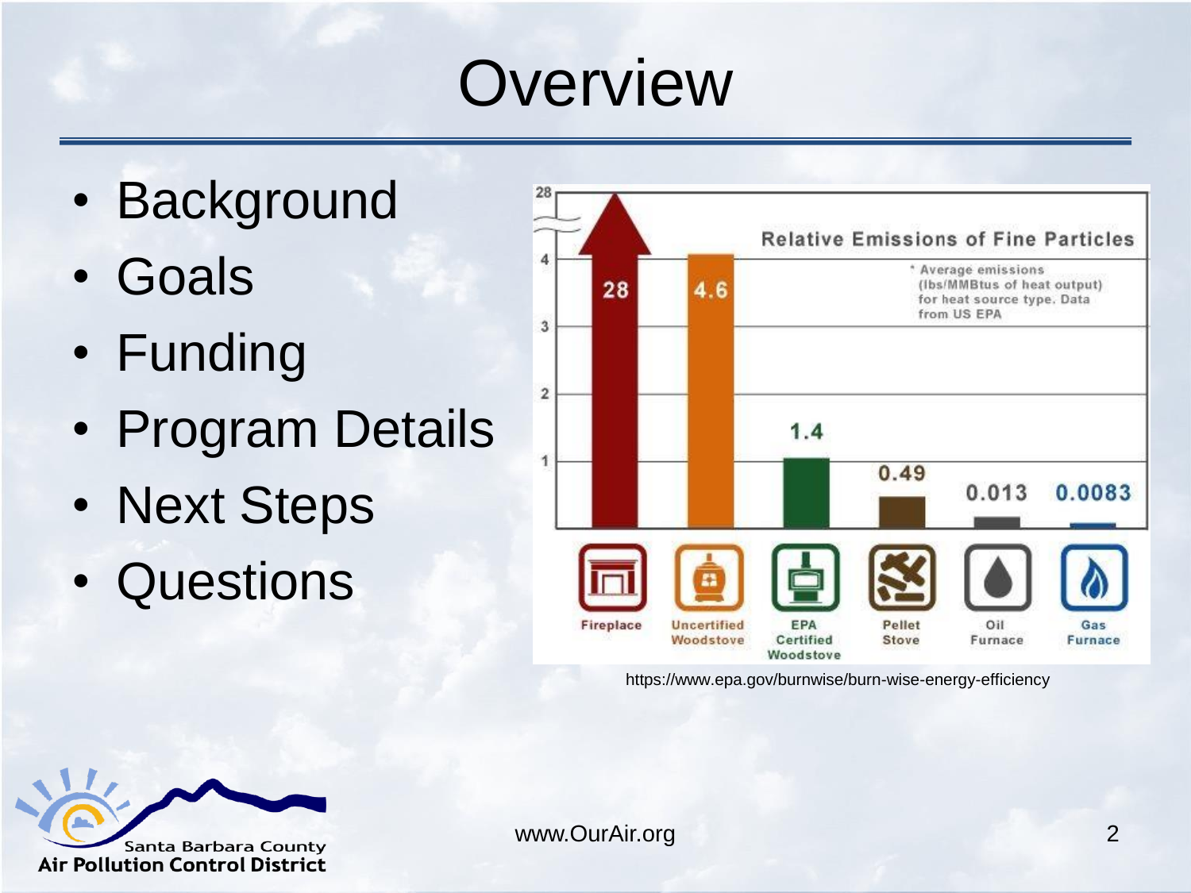# Overview

- Background
- Goals
- Funding
- Program Details
- Next Steps
- Questions

**Relative Emissions of Fine Particles**

* Average emissions (lbs/MMBtus of heat output) for heat source type. Data from US EPA

| Heat Source | Emissions |
|---|---|
| Fireplace | 28 |
| Uncertified Woodstove | 4.6 |
| EPA Certified Woodstove | 1.4 |
| Pellet Stove | 0.49 |
| Oil Furnace | 0.013 |
| Gas Furnace | 0.0083 |

https://www.epa.gov/burnwise/burn-wise-energy-efficiency

Santa Barbara County Air Pollution Control District

www.OurAir.org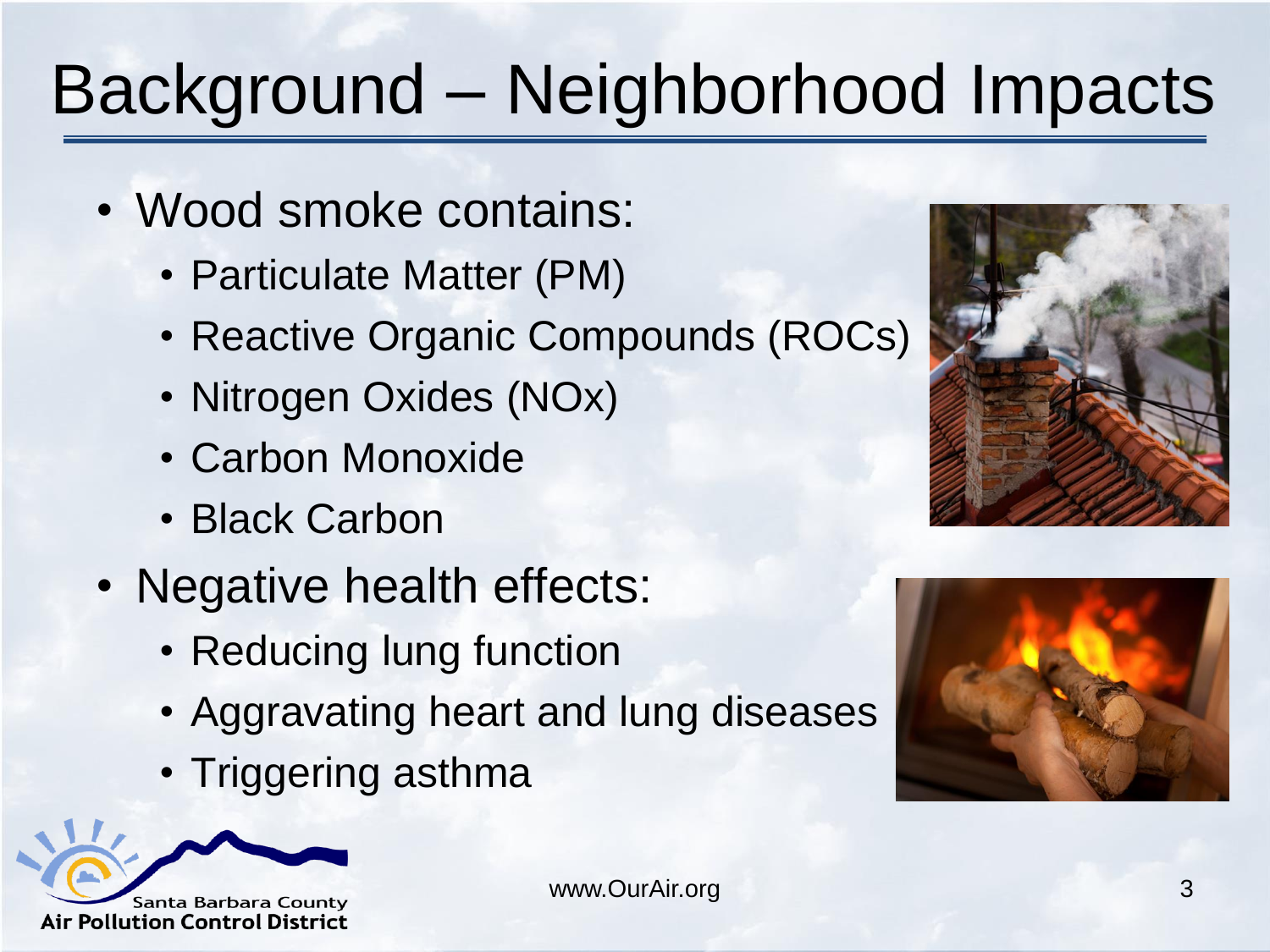# Background – Neighborhood Impacts

- Wood smoke contains:
  - Particulate Matter (PM)
  - Reactive Organic Compounds (ROCs)
  - Nitrogen Oxides (NOx)
  - Carbon Monoxide
  - Black Carbon
- Negative health effects:
  - Reducing lung function
  - Aggravating heart and lung diseases
  - Triggering asthma

Santa Barbara County Air Pollution Control District

www.OurAir.org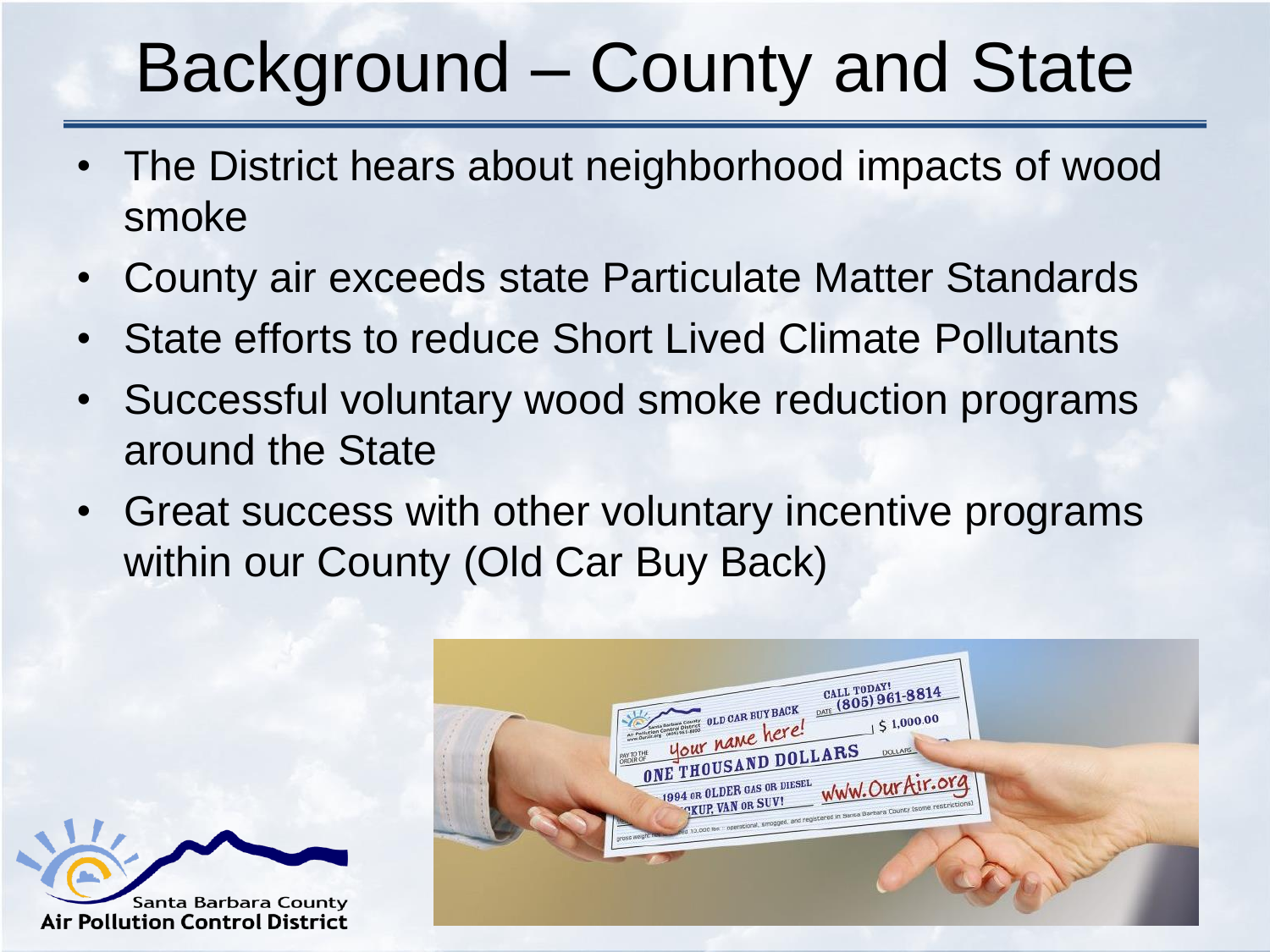# Background – County and State

- The District hears about neighborhood impacts of wood smoke
- County air exceeds state Particulate Matter Standards
- State efforts to reduce Short Lived Climate Pollutants
- Successful voluntary wood smoke reduction programs around the State
- Great success with other voluntary incentive programs within our County (Old Car Buy Back)

Santa Barbara County
Air Pollution Control District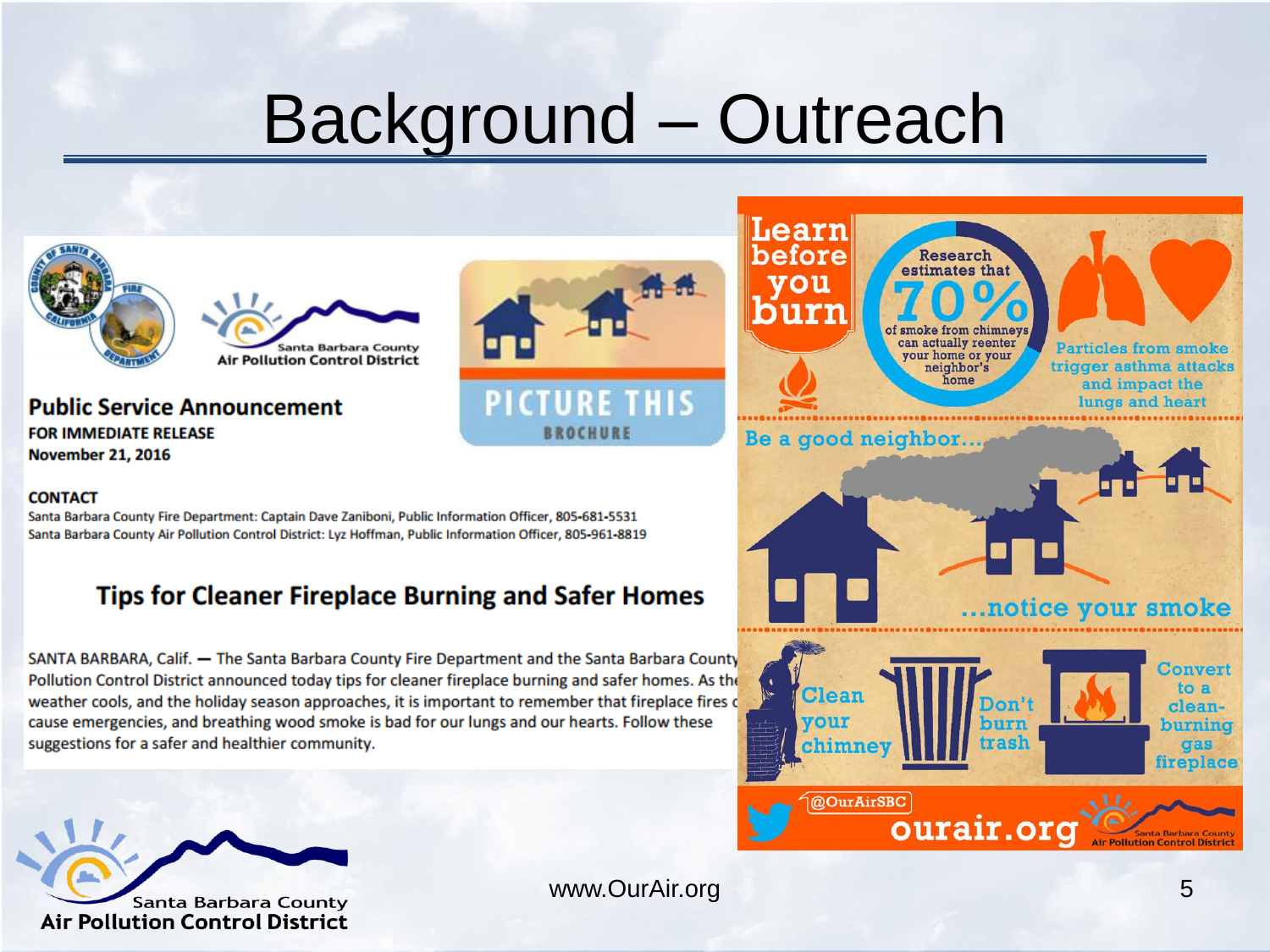# Background – Outreach

Santa Barbara County Air Pollution Control District

**Public Service Announcement**
**FOR IMMEDIATE RELEASE**
**November 21, 2016**

PICTURE THIS
BROCHURE

**CONTACT**
Santa Barbara County Fire Department: Captain Dave Zaniboni, Public Information Officer, 805-681-5531
Santa Barbara County Air Pollution Control District: Lyz Hoffman, Public Information Officer, 805-961-8819

## Tips for Cleaner Fireplace Burning and Safer Homes

SANTA BARBARA, Calif. — The Santa Barbara County Fire Department and the Santa Barbara County Pollution Control District announced today tips for cleaner fireplace burning and safer homes. As the weather cools, and the holiday season approaches, it is important to remember that fireplace fires c cause emergencies, and breathing wood smoke is bad for our lungs and our hearts. Follow these suggestions for a safer and healthier community.

**Learn before you burn**

Research estimates that 70% of smoke from chimneys can actually reenter your home or your neighbor's home

Particles from smoke trigger asthma attacks and impact the lungs and heart

Be a good neighbor… …notice your smoke

Clean your chimney

Don't burn trash

Convert to a clean-burning gas fireplace

@OurAirSBC
ourair.org
Santa Barbara County Air Pollution Control District

Santa Barbara County Air Pollution Control District

www.OurAir.org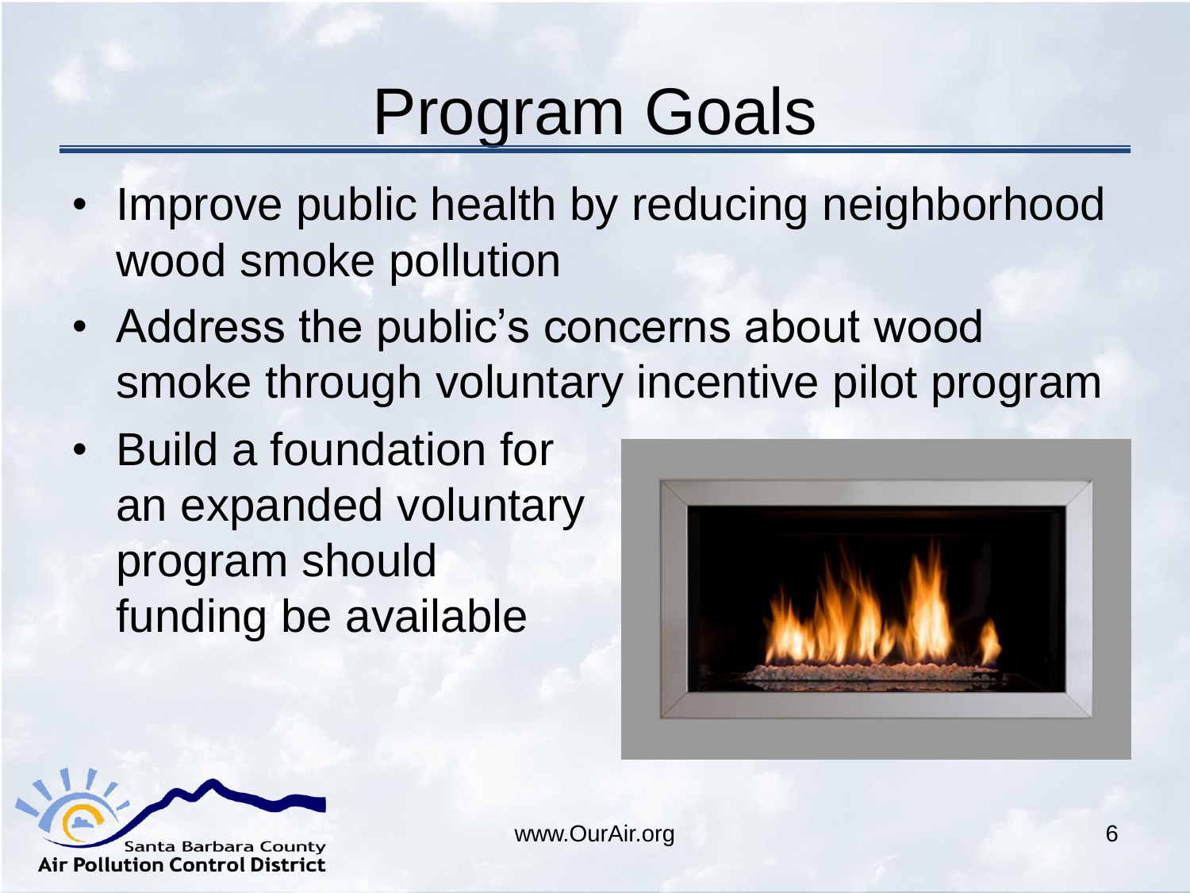# Program Goals

- Improve public health by reducing neighborhood wood smoke pollution
- Address the public's concerns about wood smoke through voluntary incentive pilot program
- Build a foundation for an expanded voluntary program should funding be available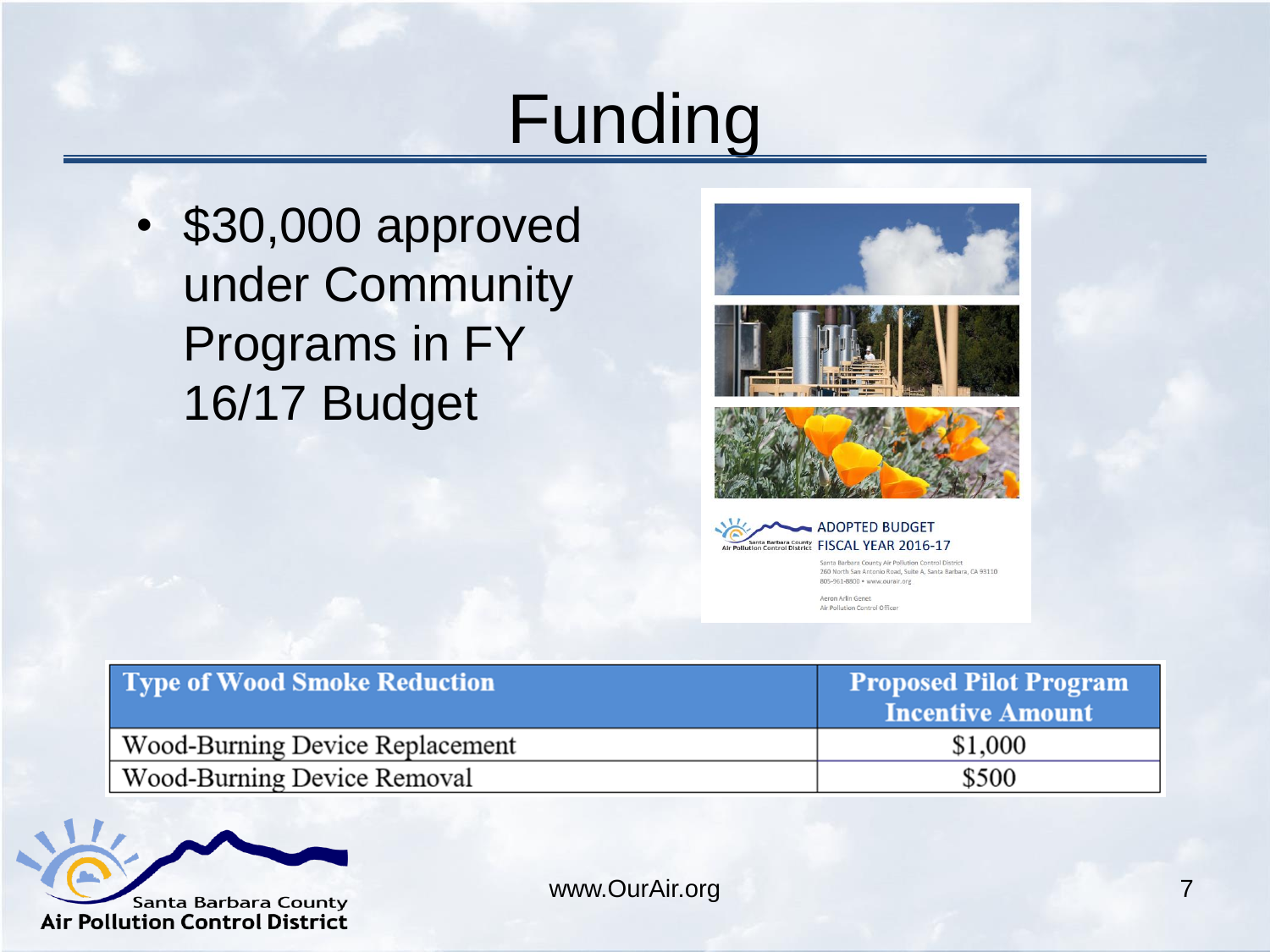# Funding

- $30,000 approved under Community Programs in FY 16/17 Budget

ADOPTED BUDGET
FISCAL YEAR 2016-17

Santa Barbara County Air Pollution Control District
260 North San Antonio Road, Suite A, Santa Barbara, CA 93110
805-961-8800 • www.ourair.org

Aeron Arlin Genet
Air Pollution Control Officer

| Type of Wood Smoke Reduction | Proposed Pilot Program Incentive Amount |
| --- | --- |
| Wood-Burning Device Replacement | $1,000 |
| Wood-Burning Device Removal | $500 |

Santa Barbara County Air Pollution Control District

www.OurAir.org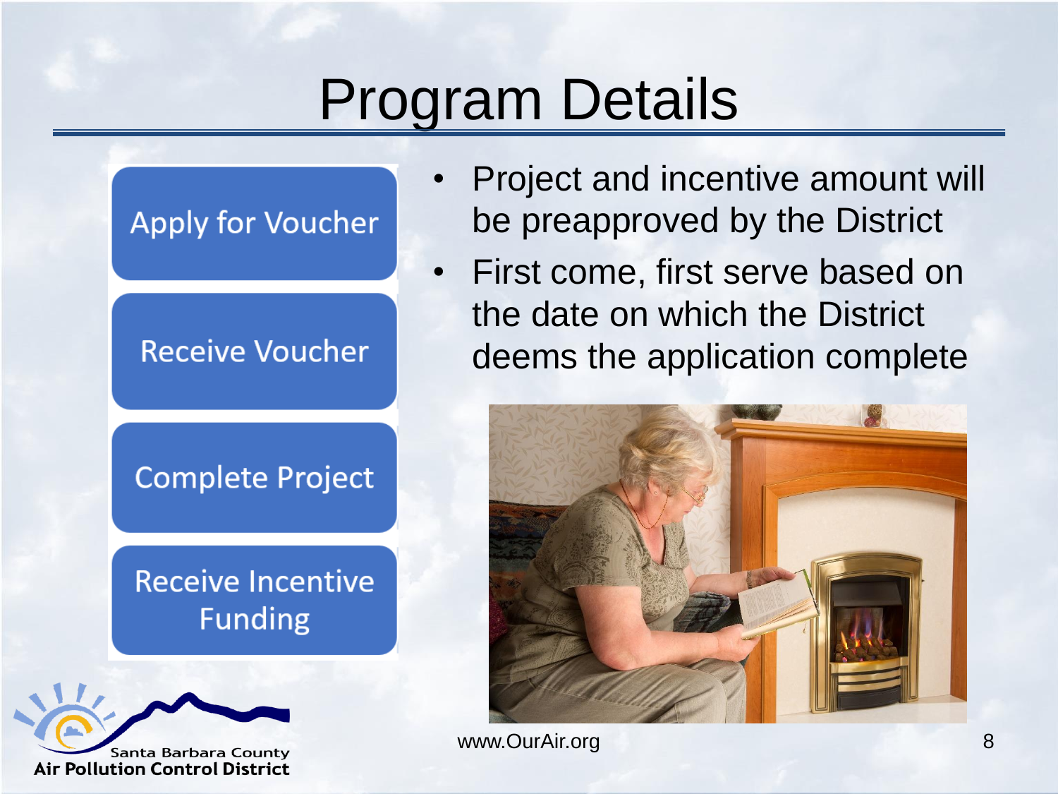# Program Details

- Apply for Voucher
- Receive Voucher
- Complete Project
- Receive Incentive Funding

- Project and incentive amount will be preapproved by the District
- First come, first serve based on the date on which the District deems the application complete

Santa Barbara County Air Pollution Control District

www.OurAir.org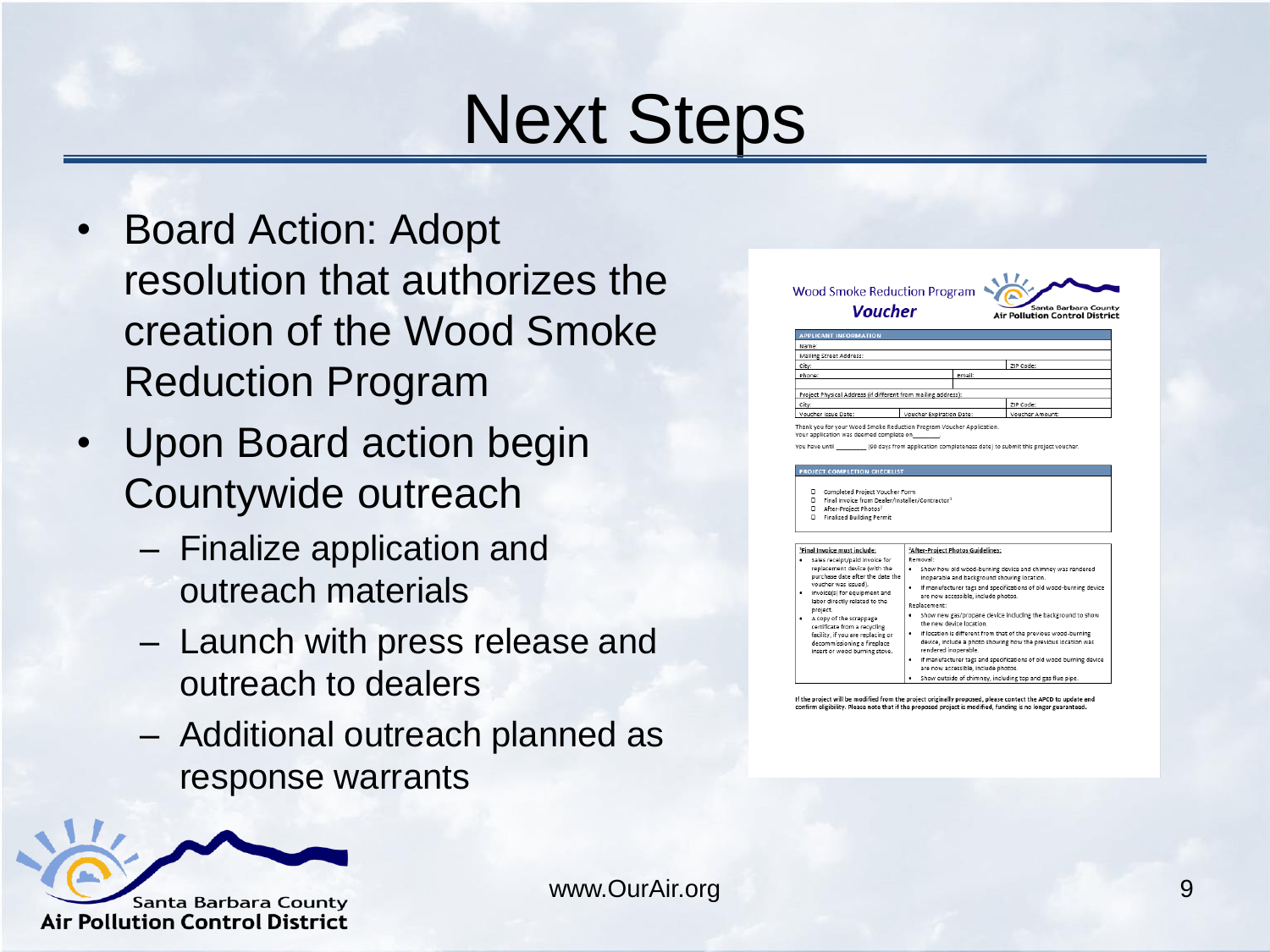# Next Steps

- Board Action: Adopt resolution that authorizes the creation of the Wood Smoke Reduction Program
- Upon Board action begin Countywide outreach
  - Finalize application and outreach materials
  - Launch with press release and outreach to dealers
  - Additional outreach planned as response warrants

Wood Smoke Reduction Program

***Voucher***

Santa Barbara County Air Pollution Control District

| APPLICANT INFORMATION | | |
|---|---|---|
| Name: | | |
| Mailing Street Address: | | |
| City: | | ZIP Code: |
| Phone: | Email: | |
| | | |
| Project Physical Address (if different from mailing address): | | |
| City: | | ZIP Code: |
| Voucher Issue Date: | Voucher Expiration Date: | Voucher Amount: |

Thank you for your Wood Smoke Reduction Program Voucher Application.
Your application was deemed complete on________.
You have until ________ (60 days from application completeness date) to submit this project voucher.

**PROJECT COMPLETION CHECKLIST**

- ☐ Completed Project Voucher Form
- ☐ Final Invoice from Dealer/Installer/Contractor[1]
- ☐ After-Project Photos[2]
- ☐ Finalized Building Permit

| [1]Final Invoice must include: | [2]After-Project Photos Guidelines: |
|---|---|
| • Sales receipt/paid invoice for replacement device (with the purchase date after the date the voucher was issued). • Invoice(s) for equipment and labor directly related to the project. • A copy of the scrappage certificate from a recycling facility, if you are replacing or decommissioning a fireplace insert or wood burning stove. | Removal: • Show how old wood-burning device and chimney was rendered inoperable and background showing location. • If manufacturer tags and specifications of old wood-burning device are now accessible, include photos. Replacement: • Show new gas/propane device including the background to show the new device location. • If location is different from that of the previous wood-burning device, include a photo showing how the previous location was rendered inoperable. • If manufacturer tags and specifications of old wood burning device are now accessible, include photos. • Show outside of chimney, including top and gas flue pipe. |

**If the project will be modified from the project originally proposed, please contact the APCD to update and confirm eligibility. Please note that if the proposed project is modified, funding is no longer guaranteed.**

Santa Barbara County Air Pollution Control District

www.OurAir.org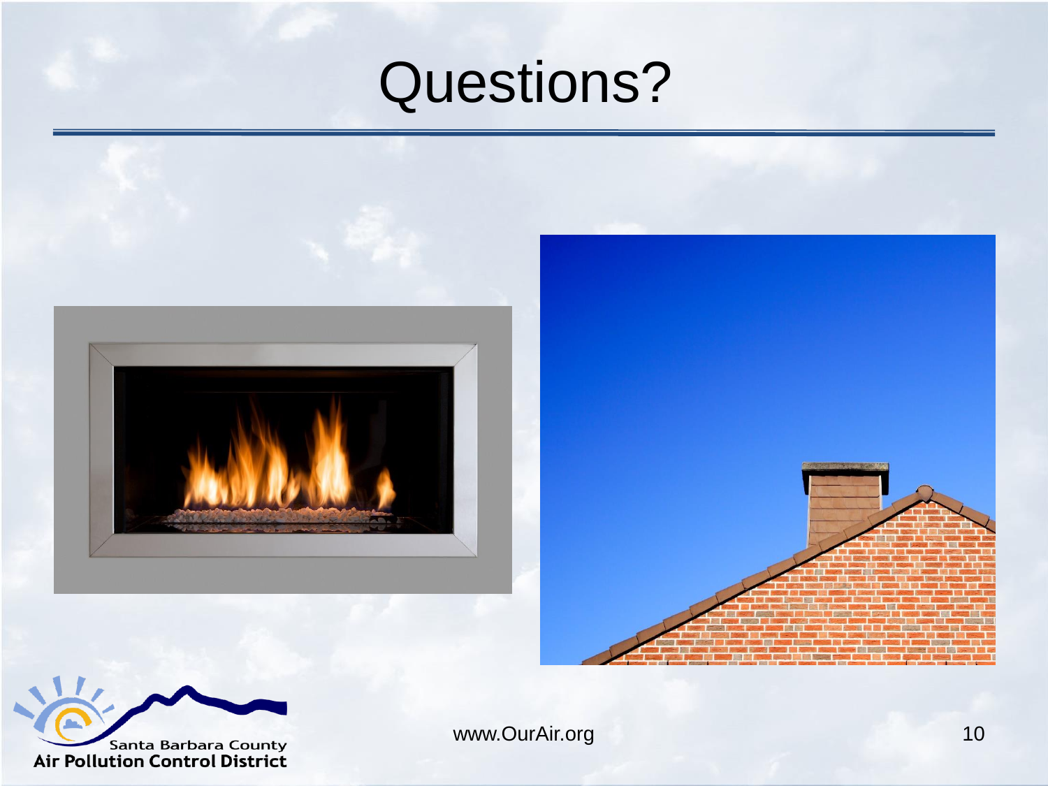# Questions?